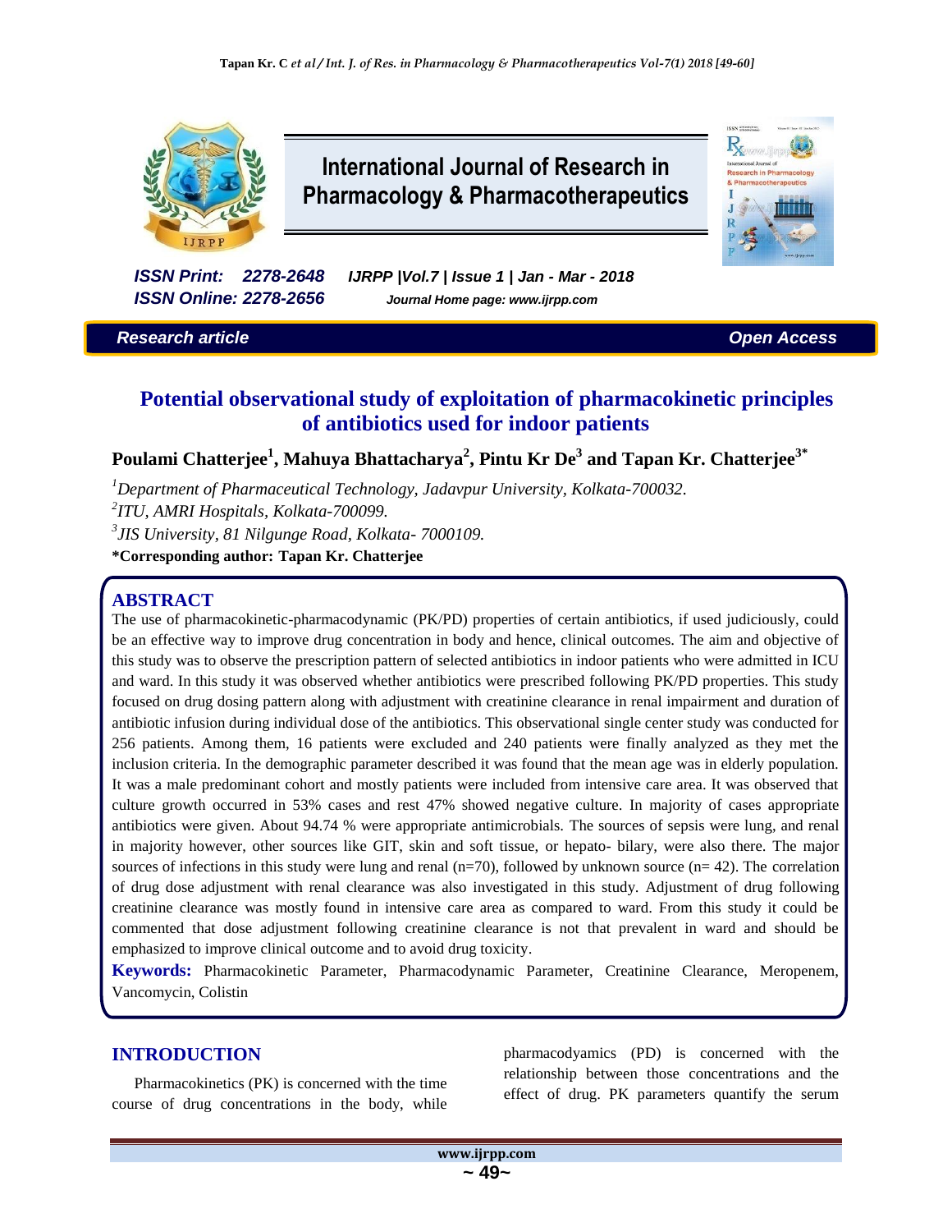**International Journal of Research in Pharmacology & Pharmacotherapeutics**

*ISSN Print: 2278-2648* *IJRPP |Vol.7 | Issue 1 | Jan - Mar - 2018*
*ISSN Online: 2278-2656* *Journal Home page: www.ijrpp.com*

*Research article* *Open Access*

# Potential observational study of exploitation of pharmacokinetic principles of antibiotics used for indoor patients

**Poulami Chatterjee[1], Mahuya Bhattacharya[2], Pintu Kr De[3] and Tapan Kr. Chatterjee[3*]**

[1]*Department of Pharmaceutical Technology, Jadavpur University, Kolkata-700032.*
[2]*ITU, AMRI Hospitals, Kolkata-700099.*
[3]*JIS University, 81 Nilgunge Road, Kolkata- 7000109.*
**\*Corresponding author: Tapan Kr. Chatterjee**

## ABSTRACT

The use of pharmacokinetic-pharmacodynamic (PK/PD) properties of certain antibiotics, if used judiciously, could be an effective way to improve drug concentration in body and hence, clinical outcomes. The aim and objective of this study was to observe the prescription pattern of selected antibiotics in indoor patients who were admitted in ICU and ward. In this study it was observed whether antibiotics were prescribed following PK/PD properties. This study focused on drug dosing pattern along with adjustment with creatinine clearance in renal impairment and duration of antibiotic infusion during individual dose of the antibiotics. This observational single center study was conducted for 256 patients. Among them, 16 patients were excluded and 240 patients were finally analyzed as they met the inclusion criteria. In the demographic parameter described it was found that the mean age was in elderly population. It was a male predominant cohort and mostly patients were included from intensive care area. It was observed that culture growth occurred in 53% cases and rest 47% showed negative culture. In majority of cases appropriate antibiotics were given. About 94.74 % were appropriate antimicrobials. The sources of sepsis were lung, and renal in majority however, other sources like GIT, skin and soft tissue, or hepato- bilary, were also there. The major sources of infections in this study were lung and renal (n=70), followed by unknown source (n= 42). The correlation of drug dose adjustment with renal clearance was also investigated in this study. Adjustment of drug following creatinine clearance was mostly found in intensive care area as compared to ward. From this study it could be commented that dose adjustment following creatinine clearance is not that prevalent in ward and should be emphasized to improve clinical outcome and to avoid drug toxicity.

**Keywords:** Pharmacokinetic Parameter, Pharmacodynamic Parameter, Creatinine Clearance, Meropenem, Vancomycin, Colistin

## INTRODUCTION

Pharmacokinetics (PK) is concerned with the time course of drug concentrations in the body, while pharmacodyamics (PD) is concerned with the relationship between those concentrations and the effect of drug. PK parameters quantify the serum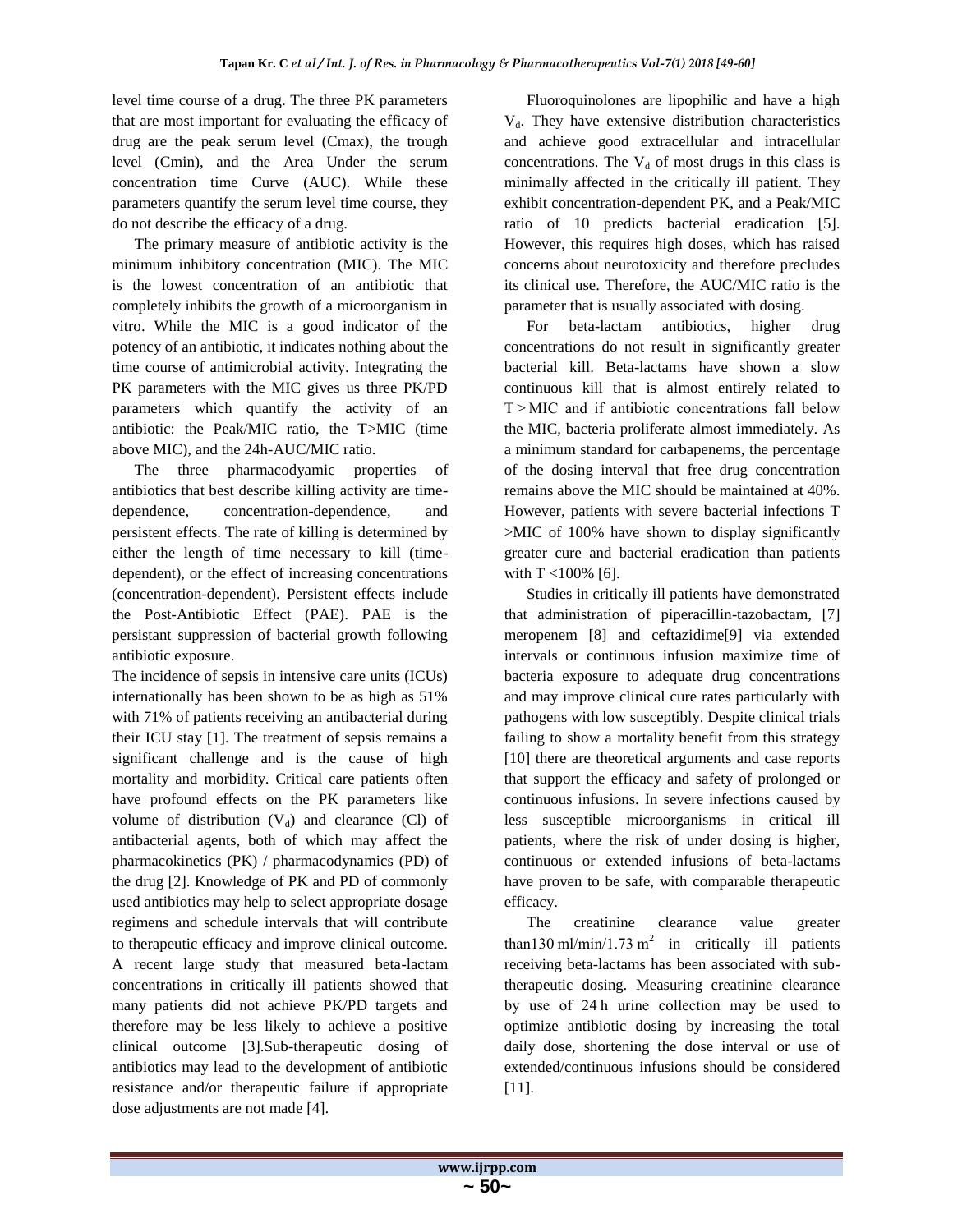level time course of a drug. The three PK parameters that are most important for evaluating the efficacy of drug are the peak serum level (Cmax), the trough level (Cmin), and the Area Under the serum concentration time Curve (AUC). While these parameters quantify the serum level time course, they do not describe the efficacy of a drug.

The primary measure of antibiotic activity is the minimum inhibitory concentration (MIC). The MIC is the lowest concentration of an antibiotic that completely inhibits the growth of a microorganism in vitro. While the MIC is a good indicator of the potency of an antibiotic, it indicates nothing about the time course of antimicrobial activity. Integrating the PK parameters with the MIC gives us three PK/PD parameters which quantify the activity of an antibiotic: the Peak/MIC ratio, the T>MIC (time above MIC), and the 24h-AUC/MIC ratio.

The three pharmacodyamic properties of antibiotics that best describe killing activity are time-dependence, concentration-dependence, and persistent effects. The rate of killing is determined by either the length of time necessary to kill (time-dependent), or the effect of increasing concentrations (concentration-dependent). Persistent effects include the Post-Antibiotic Effect (PAE). PAE is the persistant suppression of bacterial growth following antibiotic exposure.

The incidence of sepsis in intensive care units (ICUs) internationally has been shown to be as high as 51% with 71% of patients receiving an antibacterial during their ICU stay [1]. The treatment of sepsis remains a significant challenge and is the cause of high mortality and morbidity. Critical care patients often have profound effects on the PK parameters like volume of distribution ($V_d$) and clearance (Cl) of antibacterial agents, both of which may affect the pharmacokinetics (PK) / pharmacodynamics (PD) of the drug [2]. Knowledge of PK and PD of commonly used antibiotics may help to select appropriate dosage regimens and schedule intervals that will contribute to therapeutic efficacy and improve clinical outcome. A recent large study that measured beta-lactam concentrations in critically ill patients showed that many patients did not achieve PK/PD targets and therefore may be less likely to achieve a positive clinical outcome [3].Sub-therapeutic dosing of antibiotics may lead to the development of antibiotic resistance and/or therapeutic failure if appropriate dose adjustments are not made [4].

Fluoroquinolones are lipophilic and have a high $V_d$. They have extensive distribution characteristics and achieve good extracellular and intracellular concentrations. The $V_d$ of most drugs in this class is minimally affected in the critically ill patient. They exhibit concentration-dependent PK, and a Peak/MIC ratio of 10 predicts bacterial eradication [5]. However, this requires high doses, which has raised concerns about neurotoxicity and therefore precludes its clinical use. Therefore, the AUC/MIC ratio is the parameter that is usually associated with dosing.

For beta-lactam antibiotics, higher drug concentrations do not result in significantly greater bacterial kill. Beta-lactams have shown a slow continuous kill that is almost entirely related to T > MIC and if antibiotic concentrations fall below the MIC, bacteria proliferate almost immediately. As a minimum standard for carbapenems, the percentage of the dosing interval that free drug concentration remains above the MIC should be maintained at 40%. However, patients with severe bacterial infections T >MIC of 100% have shown to display significantly greater cure and bacterial eradication than patients with T <100% [6].

Studies in critically ill patients have demonstrated that administration of piperacillin-tazobactam, [7] meropenem [8] and ceftazidime[9] via extended intervals or continuous infusion maximize time of bacteria exposure to adequate drug concentrations and may improve clinical cure rates particularly with pathogens with low susceptibly. Despite clinical trials failing to show a mortality benefit from this strategy [10] there are theoretical arguments and case reports that support the efficacy and safety of prolonged or continuous infusions. In severe infections caused by less susceptible microorganisms in critical ill patients, where the risk of under dosing is higher, continuous or extended infusions of beta-lactams have proven to be safe, with comparable therapeutic efficacy.

The creatinine clearance value greater than130 ml/min/1.73 $m^2$ in critically ill patients receiving beta-lactams has been associated with sub-therapeutic dosing. Measuring creatinine clearance by use of 24 h urine collection may be used to optimize antibiotic dosing by increasing the total daily dose, shortening the dose interval or use of extended/continuous infusions should be considered [11].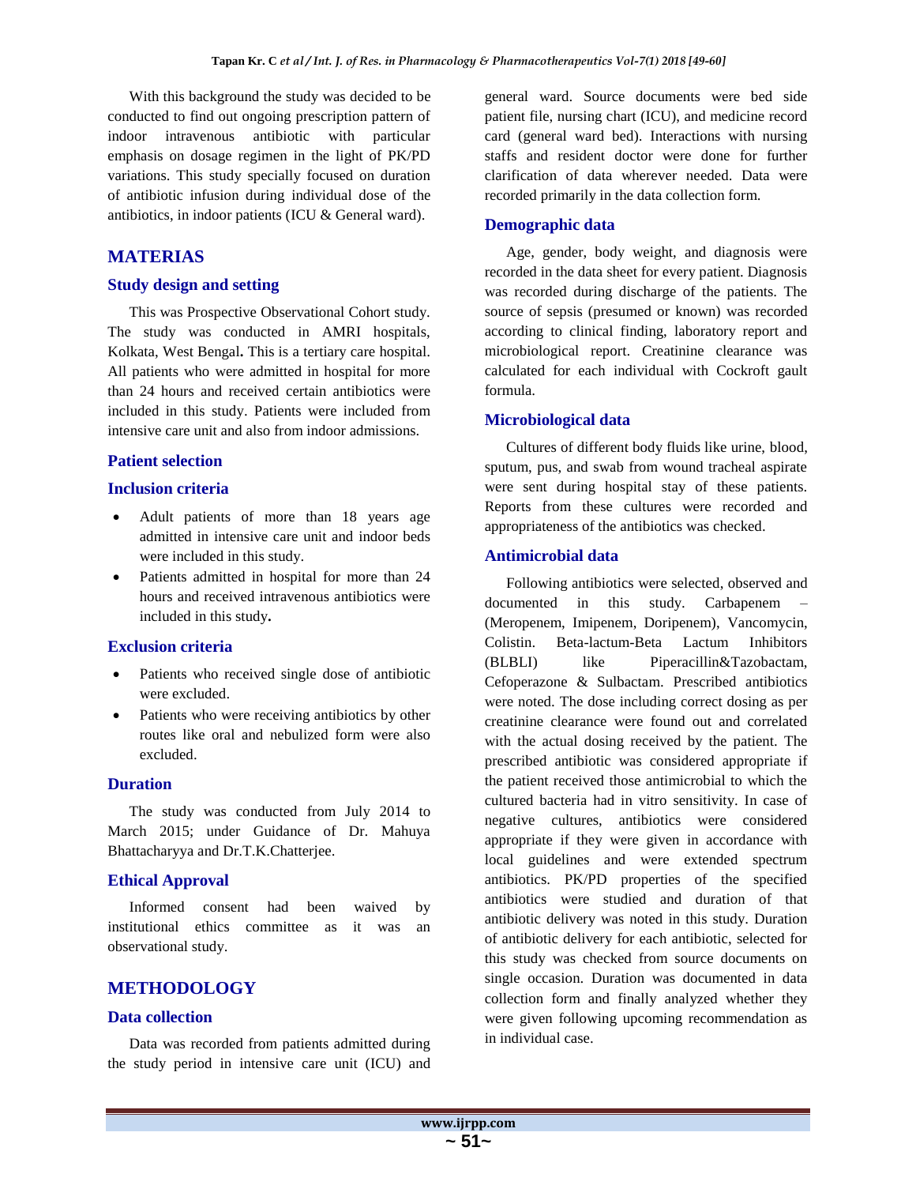With this background the study was decided to be conducted to find out ongoing prescription pattern of indoor intravenous antibiotic with particular emphasis on dosage regimen in the light of PK/PD variations. This study specially focused on duration of antibiotic infusion during individual dose of the antibiotics, in indoor patients (ICU & General ward).

## MATERIAS

### Study design and setting

This was Prospective Observational Cohort study. The study was conducted in AMRI hospitals, Kolkata, West Bengal**.** This is a tertiary care hospital. All patients who were admitted in hospital for more than 24 hours and received certain antibiotics were included in this study. Patients were included from intensive care unit and also from indoor admissions.

### Patient selection

### Inclusion criteria

- Adult patients of more than 18 years age admitted in intensive care unit and indoor beds were included in this study.
- Patients admitted in hospital for more than 24 hours and received intravenous antibiotics were included in this study**.**

### Exclusion criteria

- Patients who received single dose of antibiotic were excluded.
- Patients who were receiving antibiotics by other routes like oral and nebulized form were also excluded.

### Duration

The study was conducted from July 2014 to March 2015; under Guidance of Dr. Mahuya Bhattacharyya and Dr.T.K.Chatterjee.

### Ethical Approval

Informed consent had been waived by institutional ethics committee as it was an observational study.

## METHODOLOGY

### Data collection

Data was recorded from patients admitted during the study period in intensive care unit (ICU) and general ward. Source documents were bed side patient file, nursing chart (ICU), and medicine record card (general ward bed). Interactions with nursing staffs and resident doctor were done for further clarification of data wherever needed. Data were recorded primarily in the data collection form.

### Demographic data

Age, gender, body weight, and diagnosis were recorded in the data sheet for every patient. Diagnosis was recorded during discharge of the patients. The source of sepsis (presumed or known) was recorded according to clinical finding, laboratory report and microbiological report. Creatinine clearance was calculated for each individual with Cockroft gault formula.

### Microbiological data

Cultures of different body fluids like urine, blood, sputum, pus, and swab from wound tracheal aspirate were sent during hospital stay of these patients. Reports from these cultures were recorded and appropriateness of the antibiotics was checked.

### Antimicrobial data

Following antibiotics were selected, observed and documented in this study. Carbapenem – (Meropenem, Imipenem, Doripenem), Vancomycin, Colistin. Beta-lactum-Beta Lactum Inhibitors (BLBLI) like Piperacillin&Tazobactam, Cefoperazone & Sulbactam. Prescribed antibiotics were noted. The dose including correct dosing as per creatinine clearance were found out and correlated with the actual dosing received by the patient. The prescribed antibiotic was considered appropriate if the patient received those antimicrobial to which the cultured bacteria had in vitro sensitivity. In case of negative cultures, antibiotics were considered appropriate if they were given in accordance with local guidelines and were extended spectrum antibiotics. PK/PD properties of the specified antibiotics were studied and duration of that antibiotic delivery was noted in this study. Duration of antibiotic delivery for each antibiotic, selected for this study was checked from source documents on single occasion. Duration was documented in data collection form and finally analyzed whether they were given following upcoming recommendation as in individual case.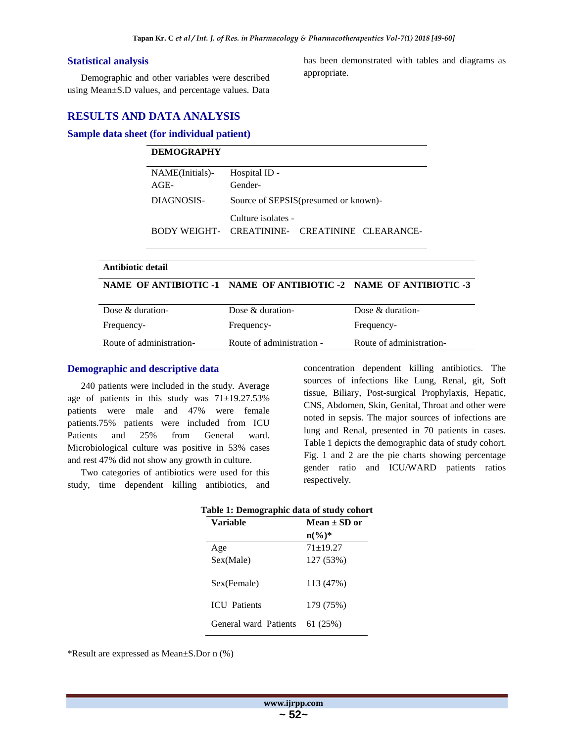## Statistical analysis

Demographic and other variables were described using Mean±S.D values, and percentage values. Data has been demonstrated with tables and diagrams as appropriate.

## RESULTS AND DATA ANALYSIS

### Sample data sheet (for individual patient)

| DEMOGRAPHY | |
|---|---|
| NAME(Initials)- | Hospital ID - |
| AGE- | Gender- |
| DIAGNOSIS- | Source of SEPSIS(presumed or known)- |
| | Culture isolates - |
| BODY WEIGHT- | CREATININE- CREATININE CLEARANCE- |

| Antibiotic detail | | |
|---|---|---|
| **NAME OF ANTIBIOTIC -1** | **NAME OF ANTIBIOTIC -2** | **NAME OF ANTIBIOTIC -3** |
| Dose & duration- | Dose & duration- | Dose & duration- |
| Frequency- | Frequency- | Frequency- |
| Route of administration- | Route of administration - | Route of administration- |

### Demographic and descriptive data

240 patients were included in the study. Average age of patients in this study was 71±19.27.53% patients were male and 47% were female patients.75% patients were included from ICU Patients and 25% from General ward. Microbiological culture was positive in 53% cases and rest 47% did not show any growth in culture.

Two categories of antibiotics were used for this study, time dependent killing antibiotics, and concentration dependent killing antibiotics. The sources of infections like Lung, Renal, git, Soft tissue, Biliary, Post-surgical Prophylaxis, Hepatic, CNS, Abdomen, Skin, Genital, Throat and other were noted in sepsis. The major sources of infections are lung and Renal, presented in 70 patients in cases. Table 1 depicts the demographic data of study cohort. Fig. 1 and 2 are the pie charts showing percentage gender ratio and ICU/WARD patients ratios respectively.

**Table 1: Demographic data of study cohort**

| Variable | Mean ± SD or n(%)* |
|---|---|
| Age | 71±19.27 |
| Sex(Male) | 127 (53%) |
| Sex(Female) | 113 (47%) |
| ICU Patients | 179 (75%) |
| General ward Patients | 61 (25%) |

*Result are expressed as Mean±S.Dor n (%)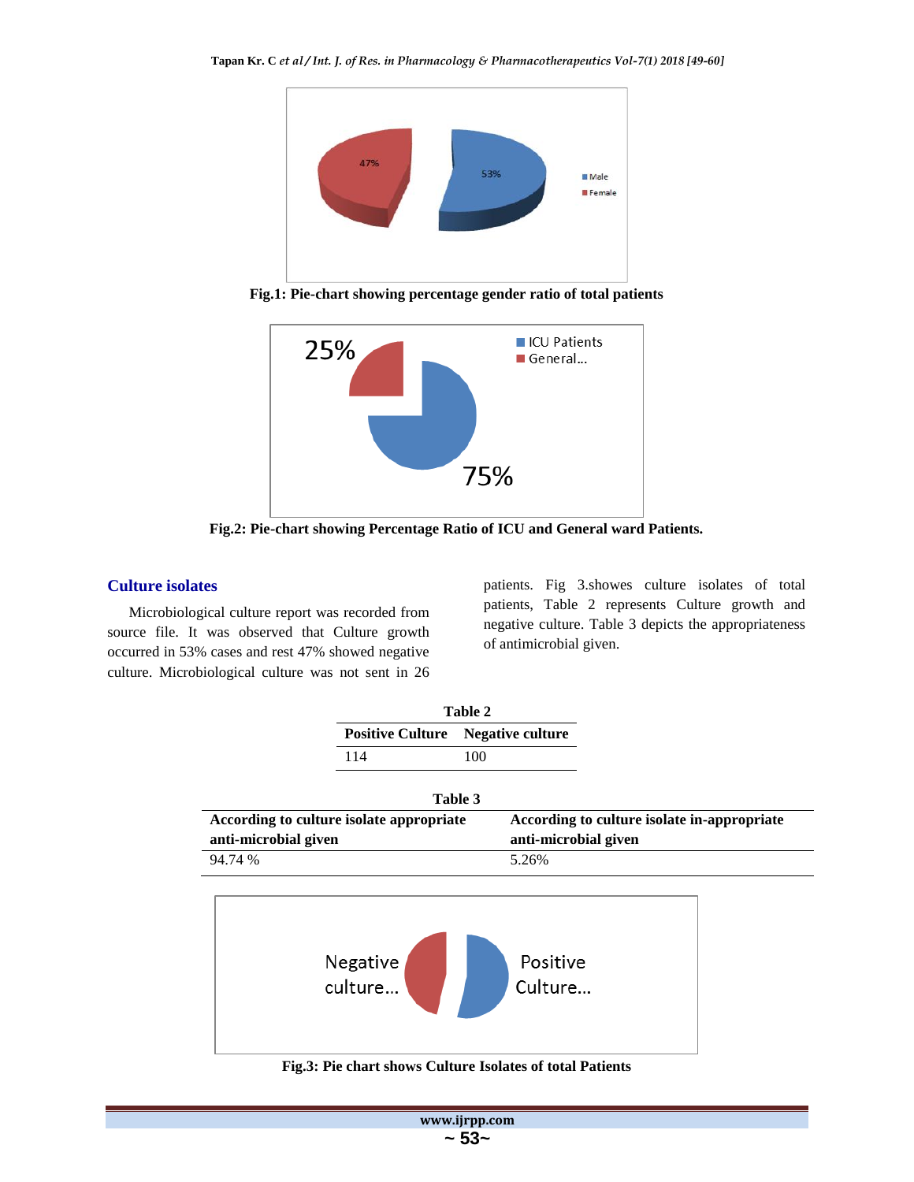Fig.1: Pie-chart showing percentage gender ratio of total patients

Fig.2: Pie-chart showing Percentage Ratio of ICU and General ward Patients.

## Culture isolates

Microbiological culture report was recorded from source file. It was observed that Culture growth occurred in 53% cases and rest 47% showed negative culture. Microbiological culture was not sent in 26 patients. Fig 3.showes culture isolates of total patients, Table 2 represents Culture growth and negative culture. Table 3 depicts the appropriateness of antimicrobial given.

**Table 2**

| Positive Culture | Negative culture |
|---|---|
| 114 | 100 |

**Table 3**

| According to culture isolate appropriate anti-microbial given | According to culture isolate in-appropriate anti-microbial given |
|---|---|
| 94.74 % | 5.26% |

Fig.3: Pie chart shows Culture Isolates of total Patients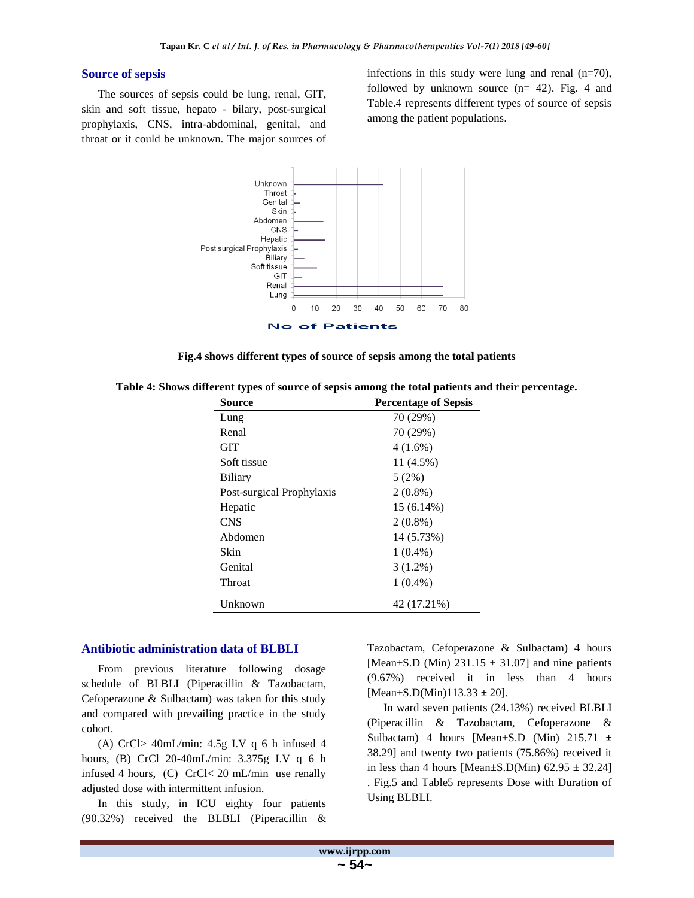## Source of sepsis

The sources of sepsis could be lung, renal, GIT, skin and soft tissue, hepato - bilary, post-surgical prophylaxis, CNS, intra-abdominal, genital, and throat or it could be unknown. The major sources of infections in this study were lung and renal (n=70), followed by unknown source (n= 42). Fig. 4 and Table.4 represents different types of source of sepsis among the patient populations.

**Fig.4 shows different types of source of sepsis among the total patients**

**Table 4: Shows different types of source of sepsis among the total patients and their percentage.**

| Source | Percentage of Sepsis |
|---|---|
| Lung | 70 (29%) |
| Renal | 70 (29%) |
| GIT | 4 (1.6%) |
| Soft tissue | 11 (4.5%) |
| Biliary | 5 (2%) |
| Post-surgical Prophylaxis | 2 (0.8%) |
| Hepatic | 15 (6.14%) |
| CNS | 2 (0.8%) |
| Abdomen | 14 (5.73%) |
| Skin | 1 (0.4%) |
| Genital | 3 (1.2%) |
| Throat | 1 (0.4%) |
| Unknown | 42 (17.21%) |

## Antibiotic administration data of BLBLI

From previous literature following dosage schedule of BLBLI (Piperacillin & Tazobactam, Cefoperazone & Sulbactam) was taken for this study and compared with prevailing practice in the study cohort.

(A) CrCl> 40mL/min: 4.5g I.V q 6 h infused 4 hours, (B) CrCl 20-40mL/min: 3.375g I.V q 6 h infused 4 hours, (C) CrCl< 20 mL/min use renally adjusted dose with intermittent infusion.

In this study, in ICU eighty four patients (90.32%) received the BLBLI (Piperacillin & Tazobactam, Cefoperazone & Sulbactam) 4 hours [Mean±S.D (Min) 231.15 ± 31.07] and nine patients (9.67%) received it in less than 4 hours [Mean±S.D(Min)113.33 ± 20].

In ward seven patients (24.13%) received BLBLI (Piperacillin & Tazobactam, Cefoperazone & Sulbactam) 4 hours [Mean±S.D (Min) 215.71 ± 38.29] and twenty two patients (75.86%) received it in less than 4 hours [Mean±S.D(Min) 62.95 ± 32.24] . Fig.5 and Table5 represents Dose with Duration of Using BLBLI.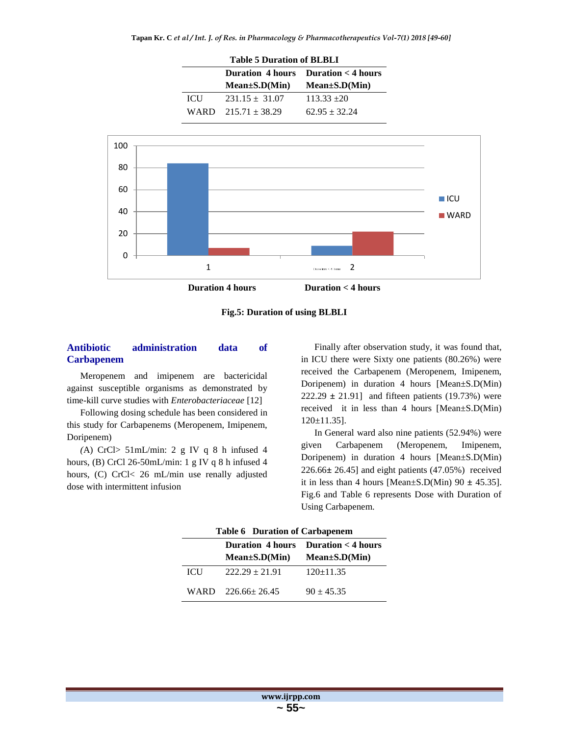**Table 5 Duration of BLBLI**

| | Duration 4 hours Mean±S.D(Min) | Duration < 4 hours Mean±S.D(Min) |
|---|---|---|
| ICU | 231.15 ± 31.07 | 113.33 ±20 |
| WARD | 215.71 ± 38.29 | 62.95 ± 32.24 |

**Fig.5: Duration of using BLBLI**

## Antibiotic administration data of Carbapenem

Meropenem and imipenem are bactericidal against susceptible organisms as demonstrated by time-kill curve studies with *Enterobacteriaceae* [12]

Following dosing schedule has been considered in this study for Carbapenems (Meropenem, Imipenem, Doripenem)

(A) CrCl> 51mL/min: 2 g IV q 8 h infused 4 hours, (B) CrCl 26-50mL/min: 1 g IV q 8 h infused 4 hours, (C) CrCl< 26 mL/min use renally adjusted dose with intermittent infusion

Finally after observation study, it was found that, in ICU there were Sixty one patients (80.26%) were received the Carbapenem (Meropenem, Imipenem, Doripenem) in duration 4 hours [Mean±S.D(Min) 222.29 ± 21.91] and fifteen patients (19.73%) were received it in less than 4 hours [Mean±S.D(Min) 120±11.35].

In General ward also nine patients (52.94%) were given Carbapenem (Meropenem, Imipenem, Doripenem) in duration 4 hours [Mean±S.D(Min) 226.66± 26.45] and eight patients (47.05%) received it in less than 4 hours [Mean±S.D(Min) 90 ± 45.35]. Fig.6 and Table 6 represents Dose with Duration of Using Carbapenem.

**Table 6 Duration of Carbapenem**

| | Duration 4 hours Mean±S.D(Min) | Duration < 4 hours Mean±S.D(Min) |
|---|---|---|
| ICU | 222.29 ± 21.91 | 120±11.35 |
| WARD | 226.66± 26.45 | 90 ± 45.35 |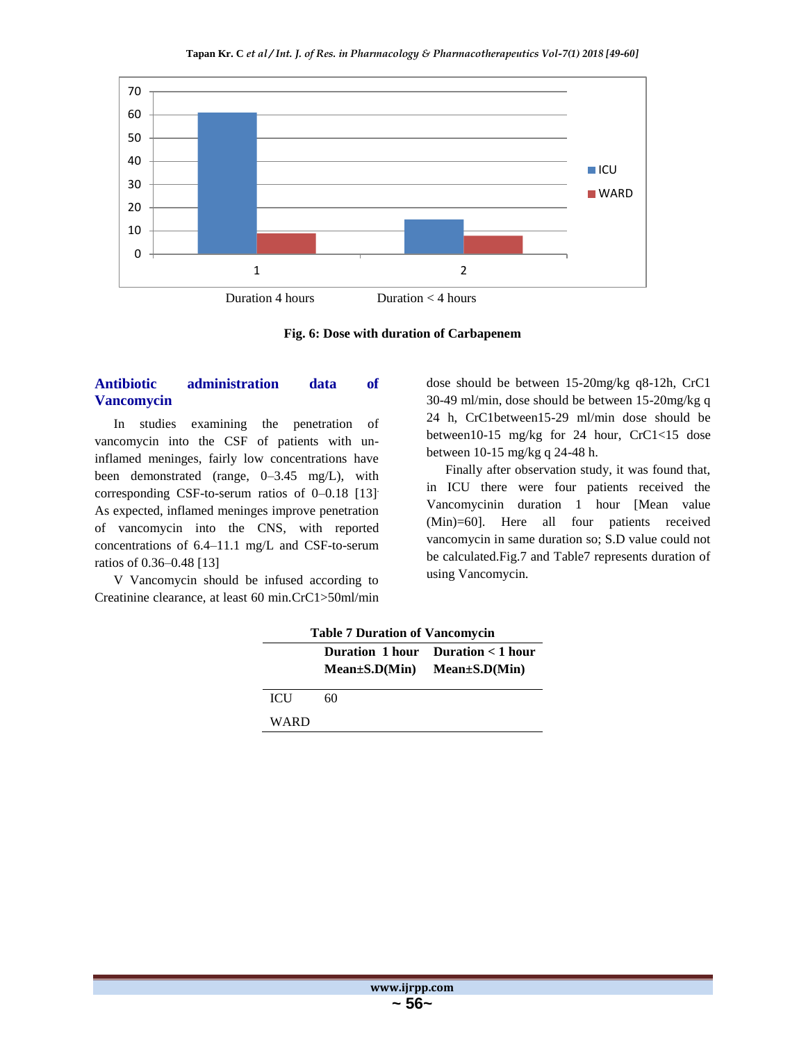Duration 4 hours    Duration < 4 hours

**Fig. 6: Dose with duration of Carbapenem**

## Antibiotic administration data of Vancomycin

In studies examining the penetration of vancomycin into the CSF of patients with un-inflamed meninges, fairly low concentrations have been demonstrated (range, 0–3.45 mg/L), with corresponding CSF-to-serum ratios of 0–0.18 [13]. As expected, inflamed meninges improve penetration of vancomycin into the CNS, with reported concentrations of 6.4–11.1 mg/L and CSF-to-serum ratios of 0.36–0.48 [13]

V Vancomycin should be infused according to Creatinine clearance, at least 60 min.CrC1>50ml/min dose should be between 15-20mg/kg q8-12h, CrC1 30-49 ml/min, dose should be between 15-20mg/kg q 24 h, CrC1between15-29 ml/min dose should be between10-15 mg/kg for 24 hour, CrC1<15 dose between 10-15 mg/kg q 24-48 h.

Finally after observation study, it was found that, in ICU there were four patients received the Vancomycinin duration 1 hour [Mean value (Min)=60]. Here all four patients received vancomycin in same duration so; S.D value could not be calculated.Fig.7 and Table7 represents duration of using Vancomycin.

**Table 7 Duration of Vancomycin**

| | **Duration 1 hour Mean±S.D(Min)** | **Duration < 1 hour Mean±S.D(Min)** |
|---|---|---|
| ICU | 60 | |
| WARD | | |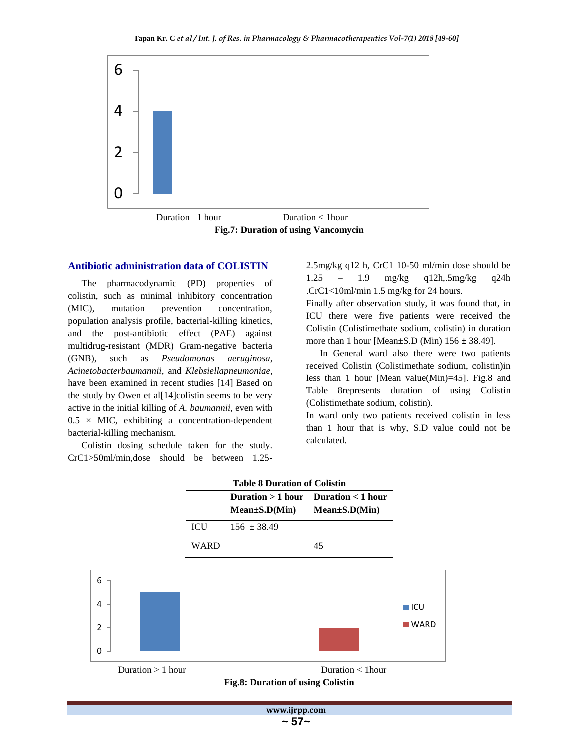Duration 1 hour Duration < 1hour

**Fig.7: Duration of using Vancomycin**

## Antibiotic administration data of COLISTIN

The pharmacodynamic (PD) properties of colistin, such as minimal inhibitory concentration (MIC), mutation prevention concentration, population analysis profile, bacterial-killing kinetics, and the post-antibiotic effect (PAE) against multidrug-resistant (MDR) Gram-negative bacteria (GNB), such as *Pseudomonas aeruginosa*, *Acinetobacterbaumannii*, and *Klebsiellapneumoniae*, have been examined in recent studies [14] Based on the study by Owen et al[14]colistin seems to be very active in the initial killing of *A. baumannii*, even with 0.5 × MIC, exhibiting a concentration-dependent bacterial-killing mechanism.

Colistin dosing schedule taken for the study. CrC1>50ml/min,dose should be between 1.25-2.5mg/kg q12 h, CrC1 10-50 ml/min dose should be 1.25 – 1.9 mg/kg q12h,.5mg/kg q24h .CrC1<10ml/min 1.5 mg/kg for 24 hours.

Finally after observation study, it was found that, in ICU there were five patients were received the Colistin (Colistimethate sodium, colistin) in duration more than 1 hour [Mean±S.D (Min) 156 ± 38.49].

In General ward also there were two patients received Colistin (Colistimethate sodium, colistin)in less than 1 hour [Mean value(Min)=45]. Fig.8 and Table 8represents duration of using Colistin (Colistimethate sodium, colistin).

In ward only two patients received colistin in less than 1 hour that is why, S.D value could not be calculated.

**Table 8 Duration of Colistin**

| | Duration > 1 hour Mean±S.D(Min) | Duration < 1 hour Mean±S.D(Min) |
|---|---|---|
| ICU | 156 ± 38.49 | |
| WARD | | 45 |

Duration > 1 hour Duration < 1hour

**Fig.8: Duration of using Colistin**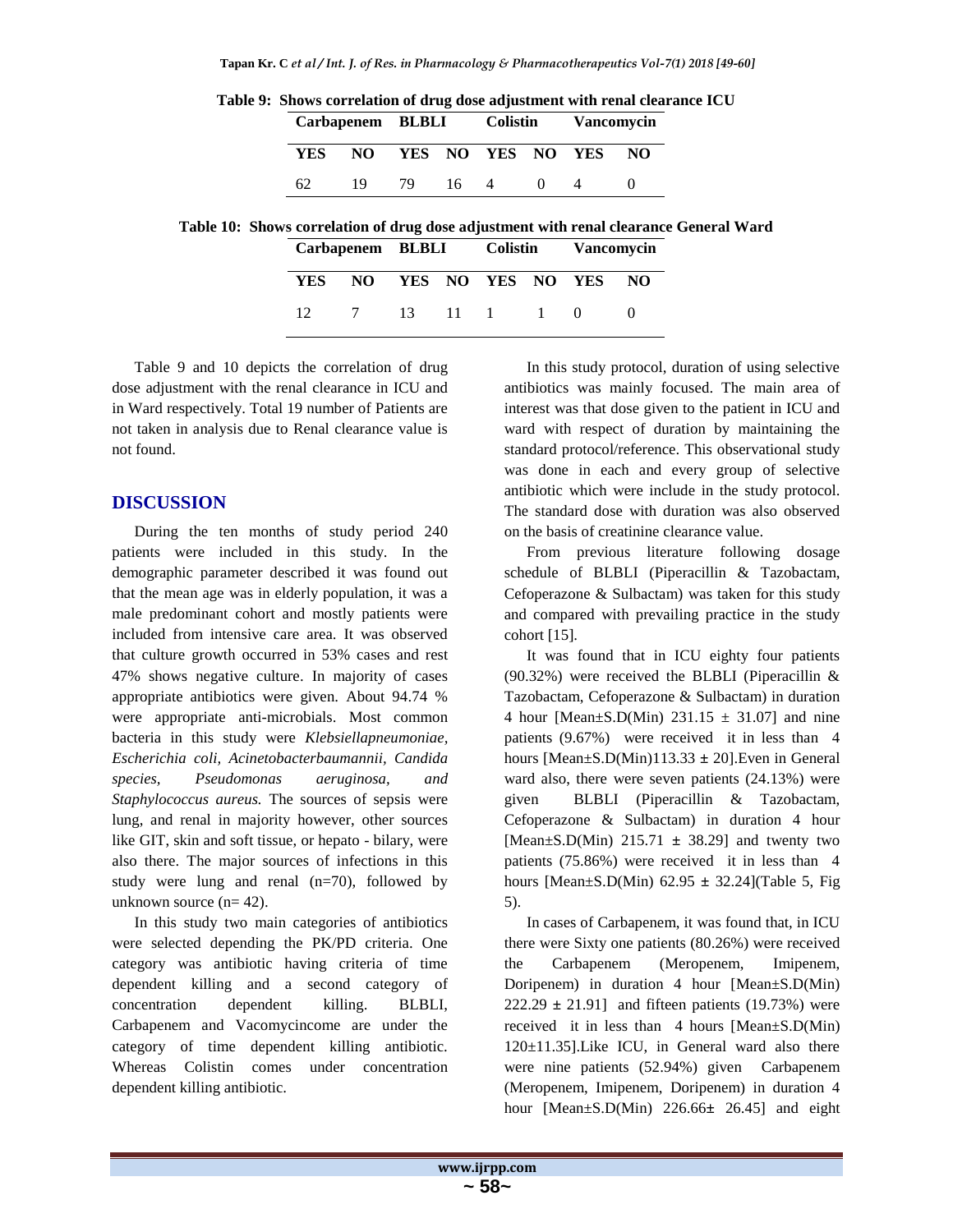**Table 9: Shows correlation of drug dose adjustment with renal clearance ICU**

| Carbapenem | | BLBLI | | Colistin | | Vancomycin | |
|---|---|---|---|---|---|---|---|
| YES | NO | YES | NO | YES | NO | YES | NO |
| 62 | 19 | 79 | 16 | 4 | 0 | 4 | 0 |

**Table 10: Shows correlation of drug dose adjustment with renal clearance General Ward**

| Carbapenem | | BLBLI | | Colistin | | Vancomycin | |
|---|---|---|---|---|---|---|---|
| YES | NO | YES | NO | YES | NO | YES | NO |
| 12 | 7 | 13 | 11 | 1 | 1 | 0 | 0 |

Table 9 and 10 depicts the correlation of drug dose adjustment with the renal clearance in ICU and in Ward respectively. Total 19 number of Patients are not taken in analysis due to Renal clearance value is not found.

## DISCUSSION

During the ten months of study period 240 patients were included in this study. In the demographic parameter described it was found out that the mean age was in elderly population, it was a male predominant cohort and mostly patients were included from intensive care area. It was observed that culture growth occurred in 53% cases and rest 47% shows negative culture. In majority of cases appropriate antibiotics were given. About 94.74 % were appropriate anti-microbials. Most common bacteria in this study were *Klebsiellapneumoniae, Escherichia coli, Acinetobacterbaumannii, Candida species, Pseudomonas aeruginosa, and Staphylococcus aureus.* The sources of sepsis were lung, and renal in majority however, other sources like GIT, skin and soft tissue, or hepato - bilary, were also there. The major sources of infections in this study were lung and renal (n=70), followed by unknown source (n= 42).

In this study two main categories of antibiotics were selected depending the PK/PD criteria. One category was antibiotic having criteria of time dependent killing and a second category of concentration dependent killing. BLBLI, Carbapenem and Vacomycincome are under the category of time dependent killing antibiotic. Whereas Colistin comes under concentration dependent killing antibiotic.

In this study protocol, duration of using selective antibiotics was mainly focused. The main area of interest was that dose given to the patient in ICU and ward with respect of duration by maintaining the standard protocol/reference. This observational study was done in each and every group of selective antibiotic which were include in the study protocol. The standard dose with duration was also observed on the basis of creatinine clearance value.

From previous literature following dosage schedule of BLBLI (Piperacillin & Tazobactam, Cefoperazone & Sulbactam) was taken for this study and compared with prevailing practice in the study cohort [15].

It was found that in ICU eighty four patients (90.32%) were received the BLBLI (Piperacillin & Tazobactam, Cefoperazone & Sulbactam) in duration 4 hour [Mean±S.D(Min) 231.15 ± 31.07] and nine patients (9.67%) were received it in less than 4 hours [Mean±S.D(Min)113.33 ± 20].Even in General ward also, there were seven patients (24.13%) were given BLBLI (Piperacillin & Tazobactam, Cefoperazone & Sulbactam) in duration 4 hour [Mean±S.D(Min) 215.71 ± 38.29] and twenty two patients (75.86%) were received it in less than 4 hours [Mean±S.D(Min) 62.95 ± 32.24](Table 5, Fig 5).

In cases of Carbapenem, it was found that, in ICU there were Sixty one patients (80.26%) were received the Carbapenem (Meropenem, Imipenem, Doripenem) in duration 4 hour [Mean±S.D(Min) 222.29 ± 21.91] and fifteen patients (19.73%) were received it in less than 4 hours [Mean±S.D(Min) 120±11.35].Like ICU, in General ward also there were nine patients (52.94%) given Carbapenem (Meropenem, Imipenem, Doripenem) in duration 4 hour [Mean±S.D(Min) 226.66± 26.45] and eight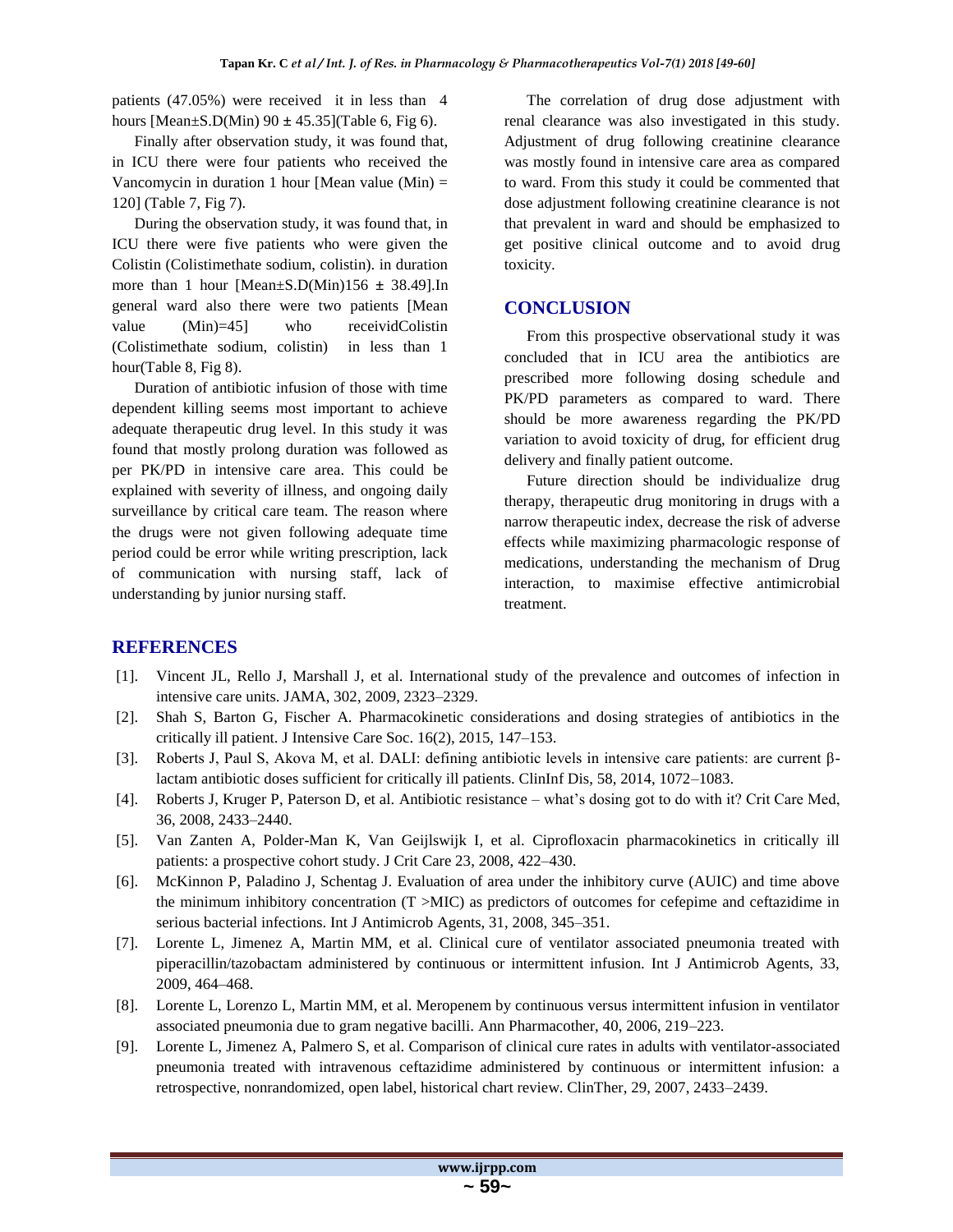patients (47.05%) were received it in less than 4 hours [Mean±S.D(Min) 90 ± 45.35](Table 6, Fig 6).

Finally after observation study, it was found that, in ICU there were four patients who received the Vancomycin in duration 1 hour [Mean value (Min) = 120] (Table 7, Fig 7).

During the observation study, it was found that, in ICU there were five patients who were given the Colistin (Colistimethate sodium, colistin). in duration more than 1 hour [Mean±S.D(Min)156 ± 38.49].In general ward also there were two patients [Mean value (Min)=45] who receividColistin (Colistimethate sodium, colistin) in less than 1 hour(Table 8, Fig 8).

Duration of antibiotic infusion of those with time dependent killing seems most important to achieve adequate therapeutic drug level. In this study it was found that mostly prolong duration was followed as per PK/PD in intensive care area. This could be explained with severity of illness, and ongoing daily surveillance by critical care team. The reason where the drugs were not given following adequate time period could be error while writing prescription, lack of communication with nursing staff, lack of understanding by junior nursing staff.

The correlation of drug dose adjustment with renal clearance was also investigated in this study. Adjustment of drug following creatinine clearance was mostly found in intensive care area as compared to ward. From this study it could be commented that dose adjustment following creatinine clearance is not that prevalent in ward and should be emphasized to get positive clinical outcome and to avoid drug toxicity.

## CONCLUSION

From this prospective observational study it was concluded that in ICU area the antibiotics are prescribed more following dosing schedule and PK/PD parameters as compared to ward. There should be more awareness regarding the PK/PD variation to avoid toxicity of drug, for efficient drug delivery and finally patient outcome.

Future direction should be individualize drug therapy, therapeutic drug monitoring in drugs with a narrow therapeutic index, decrease the risk of adverse effects while maximizing pharmacologic response of medications, understanding the mechanism of Drug interaction, to maximise effective antimicrobial treatment.

## REFERENCES

[1]. Vincent JL, Rello J, Marshall J, et al. International study of the prevalence and outcomes of infection in intensive care units. JAMA, 302, 2009, 2323–2329.

[2]. Shah S, Barton G, Fischer A. Pharmacokinetic considerations and dosing strategies of antibiotics in the critically ill patient. J Intensive Care Soc. 16(2), 2015, 147–153.

[3]. Roberts J, Paul S, Akova M, et al. DALI: defining antibiotic levels in intensive care patients: are current β-lactam antibiotic doses sufficient for critically ill patients. ClinInf Dis, 58, 2014, 1072–1083.

[4]. Roberts J, Kruger P, Paterson D, et al. Antibiotic resistance – what's dosing got to do with it? Crit Care Med, 36, 2008, 2433–2440.

[5]. Van Zanten A, Polder-Man K, Van Geijlswijk I, et al. Ciprofloxacin pharmacokinetics in critically ill patients: a prospective cohort study. J Crit Care 23, 2008, 422–430.

[6]. McKinnon P, Paladino J, Schentag J. Evaluation of area under the inhibitory curve (AUIC) and time above the minimum inhibitory concentration (T >MIC) as predictors of outcomes for cefepime and ceftazidime in serious bacterial infections. Int J Antimicrob Agents, 31, 2008, 345–351.

[7]. Lorente L, Jimenez A, Martin MM, et al. Clinical cure of ventilator associated pneumonia treated with piperacillin/tazobactam administered by continuous or intermittent infusion. Int J Antimicrob Agents, 33, 2009, 464–468.

[8]. Lorente L, Lorenzo L, Martin MM, et al. Meropenem by continuous versus intermittent infusion in ventilator associated pneumonia due to gram negative bacilli. Ann Pharmacother, 40, 2006, 219–223.

[9]. Lorente L, Jimenez A, Palmero S, et al. Comparison of clinical cure rates in adults with ventilator-associated pneumonia treated with intravenous ceftazidime administered by continuous or intermittent infusion: a retrospective, nonrandomized, open label, historical chart review. ClinTher, 29, 2007, 2433–2439.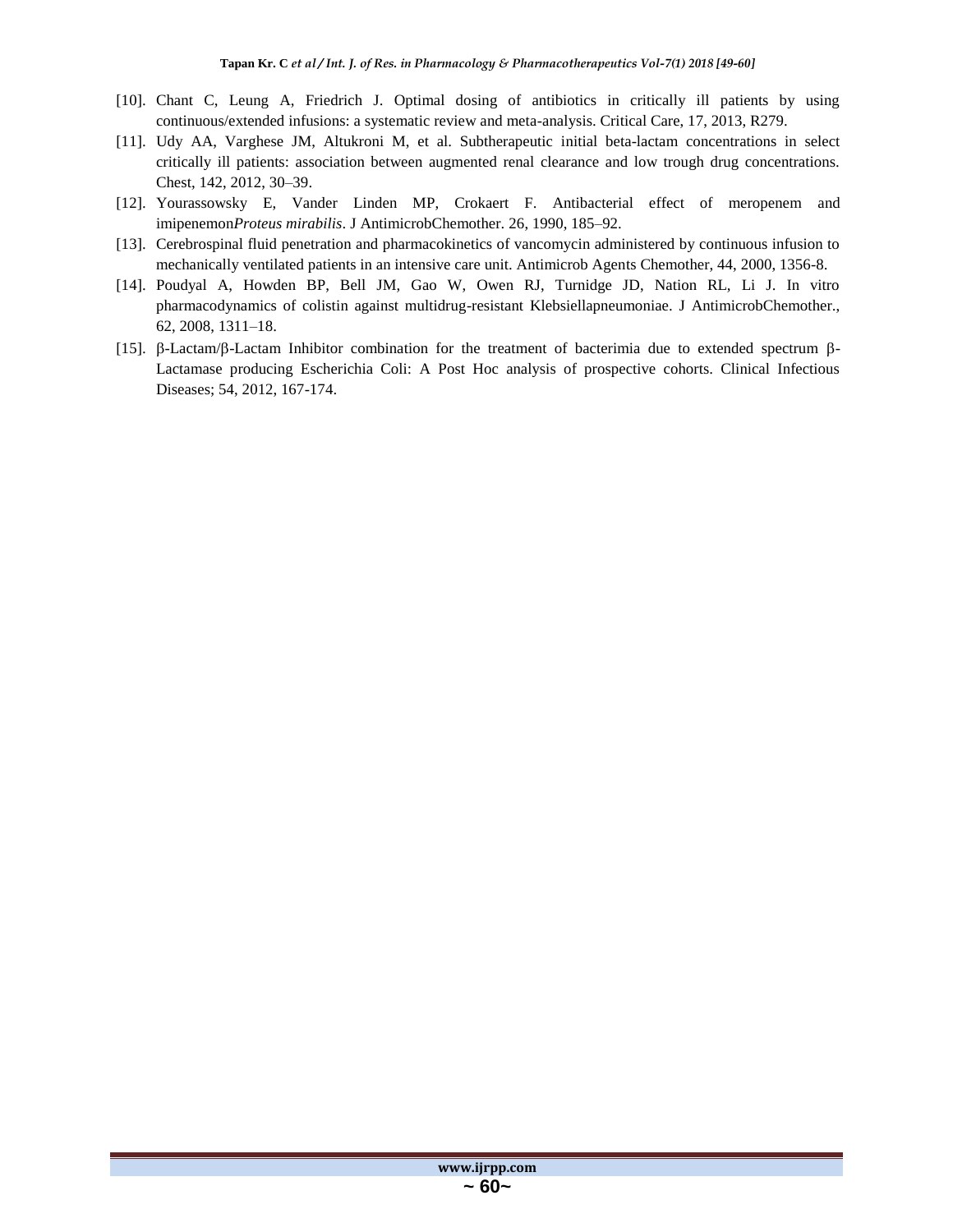[10]. Chant C, Leung A, Friedrich J. Optimal dosing of antibiotics in critically ill patients by using continuous/extended infusions: a systematic review and meta-analysis. Critical Care, 17, 2013, R279.

[11]. Udy AA, Varghese JM, Altukroni M, et al. Subtherapeutic initial beta-lactam concentrations in select critically ill patients: association between augmented renal clearance and low trough drug concentrations. Chest, 142, 2012, 30–39.

[12]. Yourassowsky E, Vander Linden MP, Crokaert F. Antibacterial effect of meropenem and imipenemon*Proteus mirabilis*. J AntimicrobChemother. 26, 1990, 185–92.

[13]. Cerebrospinal fluid penetration and pharmacokinetics of vancomycin administered by continuous infusion to mechanically ventilated patients in an intensive care unit. Antimicrob Agents Chemother, 44, 2000, 1356-8.

[14]. Poudyal A, Howden BP, Bell JM, Gao W, Owen RJ, Turnidge JD, Nation RL, Li J. In vitro pharmacodynamics of colistin against multidrug-resistant Klebsiellapneumoniae. J AntimicrobChemother., 62, 2008, 1311–18.

[15]. β-Lactam/β-Lactam Inhibitor combination for the treatment of bacterimia due to extended spectrum β-Lactamase producing Escherichia Coli: A Post Hoc analysis of prospective cohorts. Clinical Infectious Diseases; 54, 2012, 167-174.